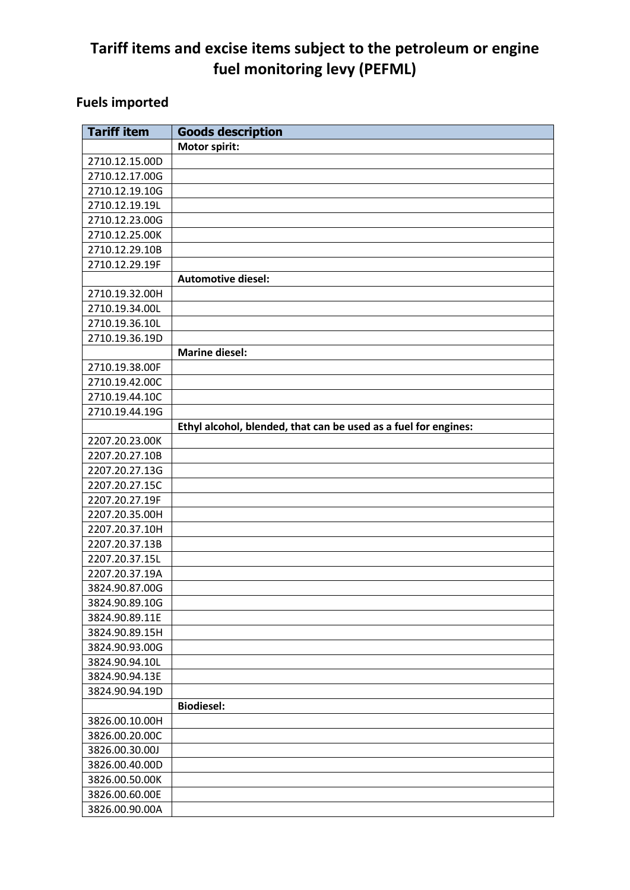# Tariff items and excise items subject to the petroleum or engine fuel monitoring levy (PEFML)

## Fuels imported

| Tariff item | Goods description |
|---|---|
| | **Motor spirit:** |
| 2710.12.15.00D | |
| 2710.12.17.00G | |
| 2710.12.19.10G | |
| 2710.12.19.19L | |
| 2710.12.23.00G | |
| 2710.12.25.00K | |
| 2710.12.29.10B | |
| 2710.12.29.19F | |
| | **Automotive diesel:** |
| 2710.19.32.00H | |
| 2710.19.34.00L | |
| 2710.19.36.10L | |
| 2710.19.36.19D | |
| | **Marine diesel:** |
| 2710.19.38.00F | |
| 2710.19.42.00C | |
| 2710.19.44.10C | |
| 2710.19.44.19G | |
| | **Ethyl alcohol, blended, that can be used as a fuel for engines:** |
| 2207.20.23.00K | |
| 2207.20.27.10B | |
| 2207.20.27.13G | |
| 2207.20.27.15C | |
| 2207.20.27.19F | |
| 2207.20.35.00H | |
| 2207.20.37.10H | |
| 2207.20.37.13B | |
| 2207.20.37.15L | |
| 2207.20.37.19A | |
| 3824.90.87.00G | |
| 3824.90.89.10G | |
| 3824.90.89.11E | |
| 3824.90.89.15H | |
| 3824.90.93.00G | |
| 3824.90.94.10L | |
| 3824.90.94.13E | |
| 3824.90.94.19D | |
| | **Biodiesel:** |
| 3826.00.10.00H | |
| 3826.00.20.00C | |
| 3826.00.30.00J | |
| 3826.00.40.00D | |
| 3826.00.50.00K | |
| 3826.00.60.00E | |
| 3826.00.90.00A | |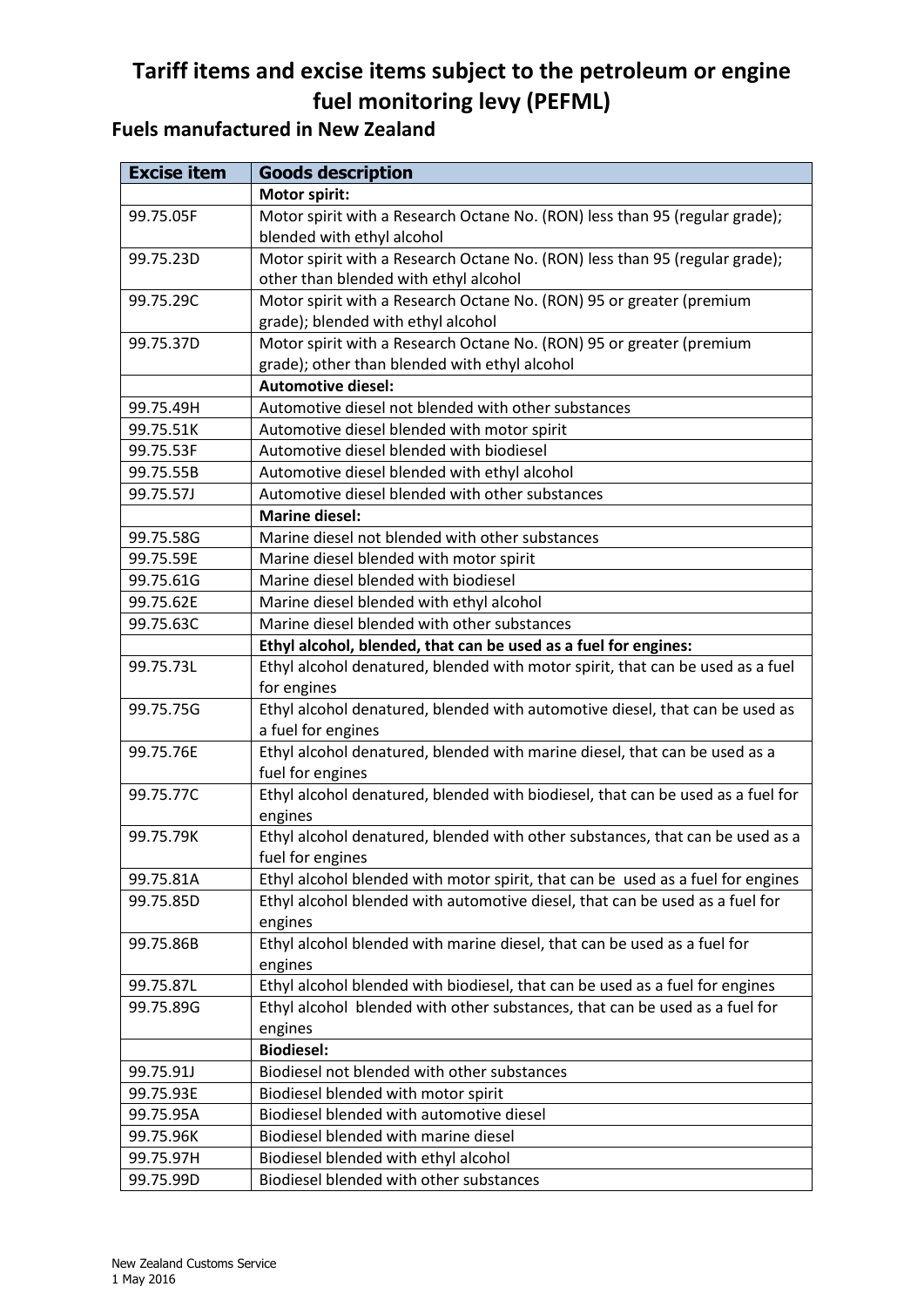# Tariff items and excise items subject to the petroleum or engine fuel monitoring levy (PEFML)

## Fuels manufactured in New Zealand

| Excise item | Goods description |
|---|---|
| | **Motor spirit:** |
| 99.75.05F | Motor spirit with a Research Octane No. (RON) less than 95 (regular grade); blended with ethyl alcohol |
| 99.75.23D | Motor spirit with a Research Octane No. (RON) less than 95 (regular grade); other than blended with ethyl alcohol |
| 99.75.29C | Motor spirit with a Research Octane No. (RON) 95 or greater (premium grade); blended with ethyl alcohol |
| 99.75.37D | Motor spirit with a Research Octane No. (RON) 95 or greater (premium grade); other than blended with ethyl alcohol |
| | **Automotive diesel:** |
| 99.75.49H | Automotive diesel not blended with other substances |
| 99.75.51K | Automotive diesel blended with motor spirit |
| 99.75.53F | Automotive diesel blended with biodiesel |
| 99.75.55B | Automotive diesel blended with ethyl alcohol |
| 99.75.57J | Automotive diesel blended with other substances |
| | **Marine diesel:** |
| 99.75.58G | Marine diesel not blended with other substances |
| 99.75.59E | Marine diesel blended with motor spirit |
| 99.75.61G | Marine diesel blended with biodiesel |
| 99.75.62E | Marine diesel blended with ethyl alcohol |
| 99.75.63C | Marine diesel blended with other substances |
| | **Ethyl alcohol, blended, that can be used as a fuel for engines:** |
| 99.75.73L | Ethyl alcohol denatured, blended with motor spirit, that can be used as a fuel for engines |
| 99.75.75G | Ethyl alcohol denatured, blended with automotive diesel, that can be used as a fuel for engines |
| 99.75.76E | Ethyl alcohol denatured, blended with marine diesel, that can be used as a fuel for engines |
| 99.75.77C | Ethyl alcohol denatured, blended with biodiesel, that can be used as a fuel for engines |
| 99.75.79K | Ethyl alcohol denatured, blended with other substances, that can be used as a fuel for engines |
| 99.75.81A | Ethyl alcohol blended with motor spirit, that can be used as a fuel for engines |
| 99.75.85D | Ethyl alcohol blended with automotive diesel, that can be used as a fuel for engines |
| 99.75.86B | Ethyl alcohol blended with marine diesel, that can be used as a fuel for engines |
| 99.75.87L | Ethyl alcohol blended with biodiesel, that can be used as a fuel for engines |
| 99.75.89G | Ethyl alcohol blended with other substances, that can be used as a fuel for engines |
| | **Biodiesel:** |
| 99.75.91J | Biodiesel not blended with other substances |
| 99.75.93E | Biodiesel blended with motor spirit |
| 99.75.95A | Biodiesel blended with automotive diesel |
| 99.75.96K | Biodiesel blended with marine diesel |
| 99.75.97H | Biodiesel blended with ethyl alcohol |
| 99.75.99D | Biodiesel blended with other substances |

New Zealand Customs Service
1 May 2016